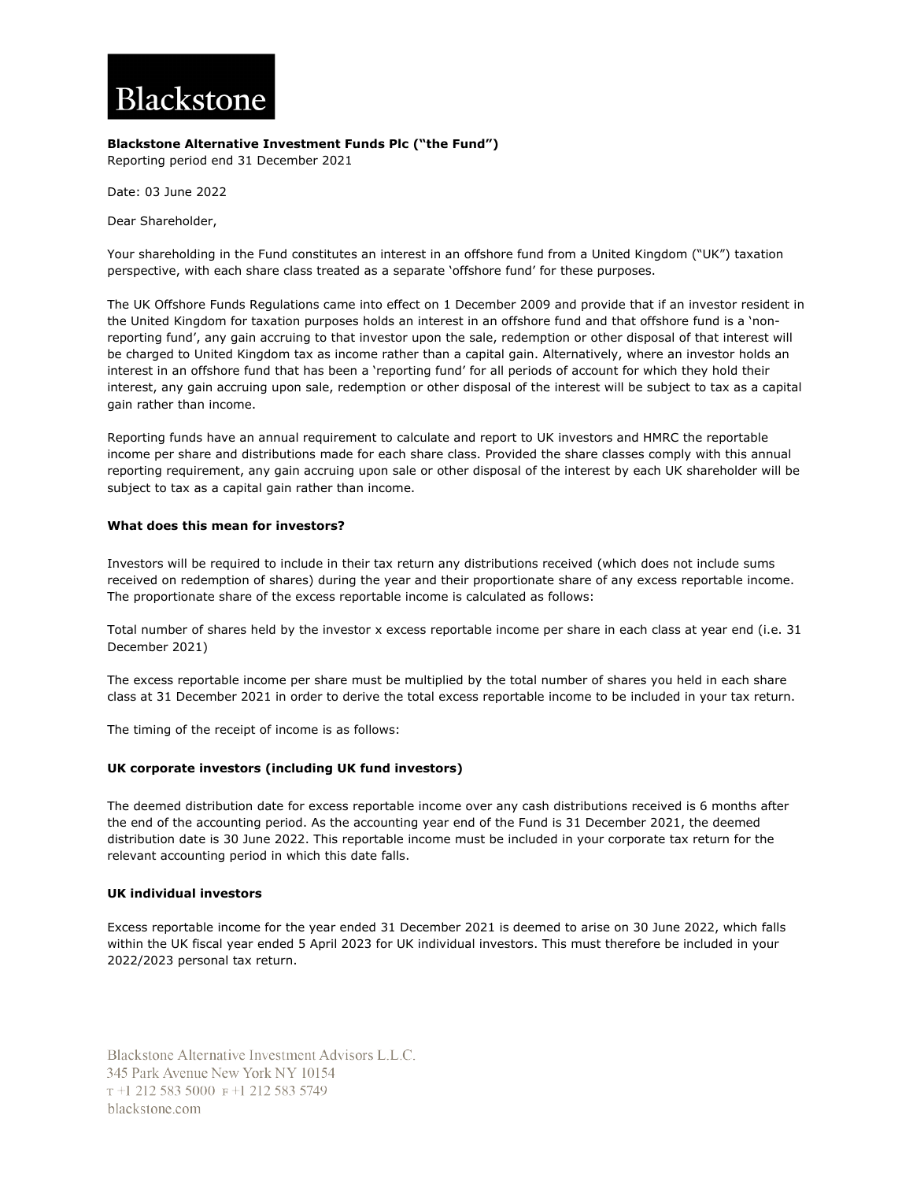Blackstone

**Blackstone Alternative Investment Funds Plc ("the Fund")**
Reporting period end 31 December 2021

Date: 03 June 2022

Dear Shareholder,

Your shareholding in the Fund constitutes an interest in an offshore fund from a United Kingdom ("UK") taxation perspective, with each share class treated as a separate 'offshore fund' for these purposes.

The UK Offshore Funds Regulations came into effect on 1 December 2009 and provide that if an investor resident in the United Kingdom for taxation purposes holds an interest in an offshore fund and that offshore fund is a 'non-reporting fund', any gain accruing to that investor upon the sale, redemption or other disposal of that interest will be charged to United Kingdom tax as income rather than a capital gain. Alternatively, where an investor holds an interest in an offshore fund that has been a 'reporting fund' for all periods of account for which they hold their interest, any gain accruing upon sale, redemption or other disposal of the interest will be subject to tax as a capital gain rather than income.

Reporting funds have an annual requirement to calculate and report to UK investors and HMRC the reportable income per share and distributions made for each share class. Provided the share classes comply with this annual reporting requirement, any gain accruing upon sale or other disposal of the interest by each UK shareholder will be subject to tax as a capital gain rather than income.

**What does this mean for investors?**

Investors will be required to include in their tax return any distributions received (which does not include sums received on redemption of shares) during the year and their proportionate share of any excess reportable income. The proportionate share of the excess reportable income is calculated as follows:

Total number of shares held by the investor x excess reportable income per share in each class at year end (i.e. 31 December 2021)

The excess reportable income per share must be multiplied by the total number of shares you held in each share class at 31 December 2021 in order to derive the total excess reportable income to be included in your tax return.

The timing of the receipt of income is as follows:

**UK corporate investors (including UK fund investors)**

The deemed distribution date for excess reportable income over any cash distributions received is 6 months after the end of the accounting period. As the accounting year end of the Fund is 31 December 2021, the deemed distribution date is 30 June 2022. This reportable income must be included in your corporate tax return for the relevant accounting period in which this date falls.

**UK individual investors**

Excess reportable income for the year ended 31 December 2021 is deemed to arise on 30 June 2022, which falls within the UK fiscal year ended 5 April 2023 for UK individual investors. This must therefore be included in your 2022/2023 personal tax return.

Blackstone Alternative Investment Advisors L.L.C.
345 Park Avenue New York NY 10154
T +1 212 583 5000 F +1 212 583 5749
blackstone.com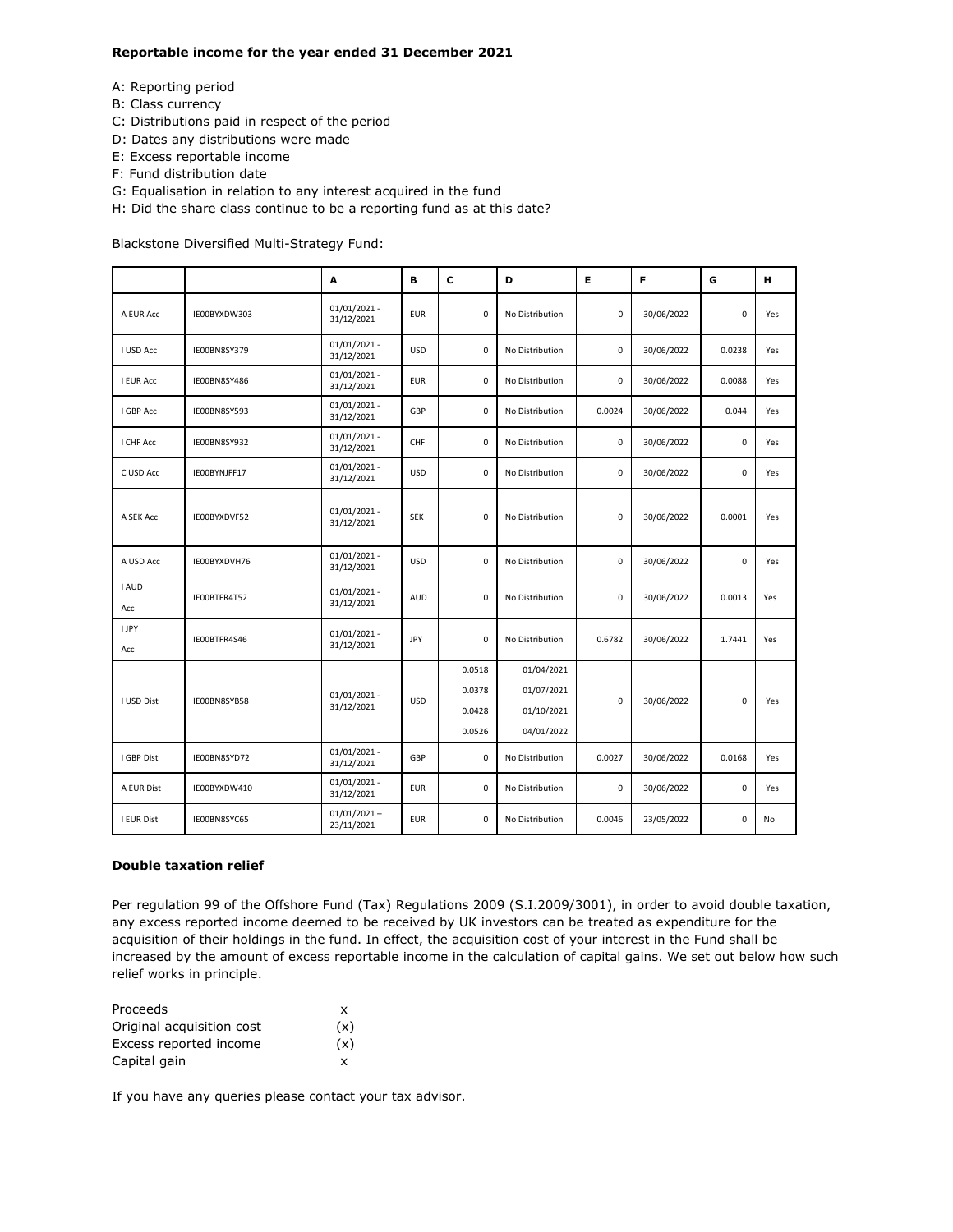**Reportable income for the year ended 31 December 2021**

A: Reporting period
B: Class currency
C: Distributions paid in respect of the period
D: Dates any distributions were made
E: Excess reportable income
F: Fund distribution date
G: Equalisation in relation to any interest acquired in the fund
H: Did the share class continue to be a reporting fund as at this date?

Blackstone Diversified Multi-Strategy Fund:

| | | A | B | C | D | E | F | G | H |
|---|---|---|---|---|---|---|---|---|---|
| A EUR Acc | IE00BYXDW303 | 01/01/2021 - 31/12/2021 | EUR | 0 | No Distribution | 0 | 30/06/2022 | 0 | Yes |
| I USD Acc | IE00BN8SY379 | 01/01/2021 - 31/12/2021 | USD | 0 | No Distribution | 0 | 30/06/2022 | 0.0238 | Yes |
| I EUR Acc | IE00BN8SY486 | 01/01/2021 - 31/12/2021 | EUR | 0 | No Distribution | 0 | 30/06/2022 | 0.0088 | Yes |
| I GBP Acc | IE00BN8SY593 | 01/01/2021 - 31/12/2021 | GBP | 0 | No Distribution | 0.0024 | 30/06/2022 | 0.044 | Yes |
| I CHF Acc | IE00BN8SY932 | 01/01/2021 - 31/12/2021 | CHF | 0 | No Distribution | 0 | 30/06/2022 | 0 | Yes |
| C USD Acc | IE00BYNJFF17 | 01/01/2021 - 31/12/2021 | USD | 0 | No Distribution | 0 | 30/06/2022 | 0 | Yes |
| A SEK Acc | IE00BYXDVF52 | 01/01/2021 - 31/12/2021 | SEK | 0 | No Distribution | 0 | 30/06/2022 | 0.0001 | Yes |
| A USD Acc | IE00BYXDVH76 | 01/01/2021 - 31/12/2021 | USD | 0 | No Distribution | 0 | 30/06/2022 | 0 | Yes |
| I AUD Acc | IE00BTFR4T52 | 01/01/2021 - 31/12/2021 | AUD | 0 | No Distribution | 0 | 30/06/2022 | 0.0013 | Yes |
| I JPY Acc | IE00BTFR4S46 | 01/01/2021 - 31/12/2021 | JPY | 0 | No Distribution | 0.6782 | 30/06/2022 | 1.7441 | Yes |
| I USD Dist | IE00BN8SYB58 | 01/01/2021 - 31/12/2021 | USD | 0.0518<br>0.0378<br>0.0428<br>0.0526 | 01/04/2021<br>01/07/2021<br>01/10/2021<br>04/01/2022 | 0 | 30/06/2022 | 0 | Yes |
| I GBP Dist | IE00BN8SYD72 | 01/01/2021 - 31/12/2021 | GBP | 0 | No Distribution | 0.0027 | 30/06/2022 | 0.0168 | Yes |
| A EUR Dist | IE00BYXDW410 | 01/01/2021 - 31/12/2021 | EUR | 0 | No Distribution | 0 | 30/06/2022 | 0 | Yes |
| I EUR Dist | IE00BN8SYC65 | 01/01/2021 – 23/11/2021 | EUR | 0 | No Distribution | 0.0046 | 23/05/2022 | 0 | No |

**Double taxation relief**

Per regulation 99 of the Offshore Fund (Tax) Regulations 2009 (S.I.2009/3001), in order to avoid double taxation, any excess reported income deemed to be received by UK investors can be treated as expenditure for the acquisition of their holdings in the fund. In effect, the acquisition cost of your interest in the Fund shall be increased by the amount of excess reportable income in the calculation of capital gains. We set out below how such relief works in principle.

| | |
|---|---|
| Proceeds | x |
| Original acquisition cost | (x) |
| Excess reported income | (x) |
| Capital gain | x |

If you have any queries please contact your tax advisor.